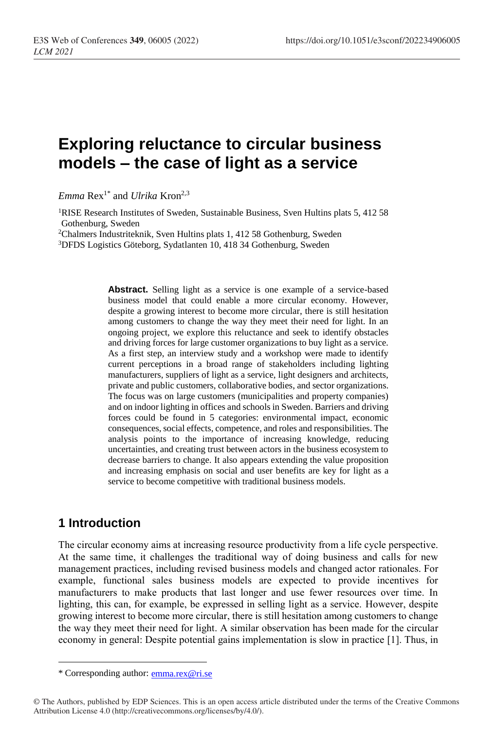# Exploring reluctance to circular business models – the case of light as a service

*Emma* Rex[1*] and *Ulrika* Kron[2,3]

[1]RISE Research Institutes of Sweden, Sustainable Business, Sven Hultins plats 5, 412 58 Gothenburg, Sweden

[2]Chalmers Industriteknik, Sven Hultins plats 1, 412 58 Gothenburg, Sweden

[3]DFDS Logistics Göteborg, Sydatlanten 10, 418 34 Gothenburg, Sweden

**Abstract.** Selling light as a service is one example of a service-based business model that could enable a more circular economy. However, despite a growing interest to become more circular, there is still hesitation among customers to change the way they meet their need for light. In an ongoing project, we explore this reluctance and seek to identify obstacles and driving forces for large customer organizations to buy light as a service. As a first step, an interview study and a workshop were made to identify current perceptions in a broad range of stakeholders including lighting manufacturers, suppliers of light as a service, light designers and architects, private and public customers, collaborative bodies, and sector organizations. The focus was on large customers (municipalities and property companies) and on indoor lighting in offices and schools in Sweden. Barriers and driving forces could be found in 5 categories: environmental impact, economic consequences, social effects, competence, and roles and responsibilities. The analysis points to the importance of increasing knowledge, reducing uncertainties, and creating trust between actors in the business ecosystem to decrease barriers to change. It also appears extending the value proposition and increasing emphasis on social and user benefits are key for light as a service to become competitive with traditional business models.

## 1 Introduction

The circular economy aims at increasing resource productivity from a life cycle perspective. At the same time, it challenges the traditional way of doing business and calls for new management practices, including revised business models and changed actor rationales. For example, functional sales business models are expected to provide incentives for manufacturers to make products that last longer and use fewer resources over time. In lighting, this can, for example, be expressed in selling light as a service. However, despite growing interest to become more circular, there is still hesitation among customers to change the way they meet their need for light. A similar observation has been made for the circular economy in general: Despite potential gains implementation is slow in practice [1]. Thus, in

\* Corresponding author: emma.rex@ri.se

© The Authors, published by EDP Sciences. This is an open access article distributed under the terms of the Creative Commons Attribution License 4.0 (http://creativecommons.org/licenses/by/4.0/).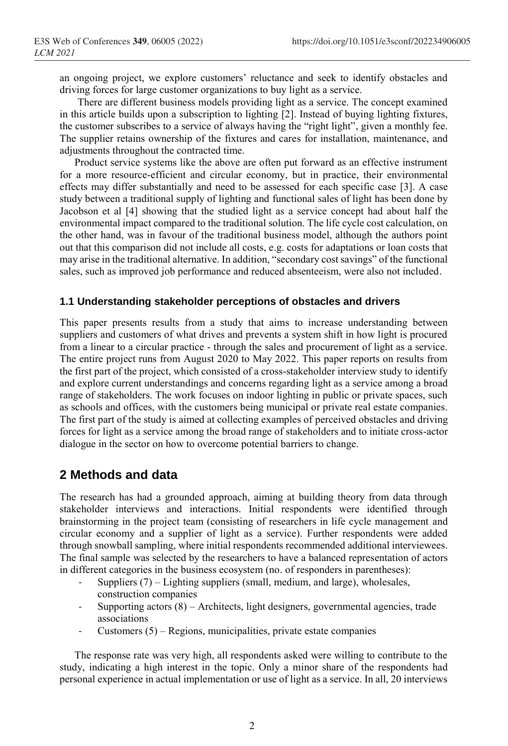an ongoing project, we explore customers' reluctance and seek to identify obstacles and driving forces for large customer organizations to buy light as a service.

There are different business models providing light as a service. The concept examined in this article builds upon a subscription to lighting [2]. Instead of buying lighting fixtures, the customer subscribes to a service of always having the "right light", given a monthly fee. The supplier retains ownership of the fixtures and cares for installation, maintenance, and adjustments throughout the contracted time.

Product service systems like the above are often put forward as an effective instrument for a more resource-efficient and circular economy, but in practice, their environmental effects may differ substantially and need to be assessed for each specific case [3]. A case study between a traditional supply of lighting and functional sales of light has been done by Jacobson et al [4] showing that the studied light as a service concept had about half the environmental impact compared to the traditional solution. The life cycle cost calculation, on the other hand, was in favour of the traditional business model, although the authors point out that this comparison did not include all costs, e.g. costs for adaptations or loan costs that may arise in the traditional alternative. In addition, "secondary cost savings" of the functional sales, such as improved job performance and reduced absenteeism, were also not included.

### 1.1 Understanding stakeholder perceptions of obstacles and drivers

This paper presents results from a study that aims to increase understanding between suppliers and customers of what drives and prevents a system shift in how light is procured from a linear to a circular practice - through the sales and procurement of light as a service. The entire project runs from August 2020 to May 2022. This paper reports on results from the first part of the project, which consisted of a cross-stakeholder interview study to identify and explore current understandings and concerns regarding light as a service among a broad range of stakeholders. The work focuses on indoor lighting in public or private spaces, such as schools and offices, with the customers being municipal or private real estate companies. The first part of the study is aimed at collecting examples of perceived obstacles and driving forces for light as a service among the broad range of stakeholders and to initiate cross-actor dialogue in the sector on how to overcome potential barriers to change.

## 2 Methods and data

The research has had a grounded approach, aiming at building theory from data through stakeholder interviews and interactions. Initial respondents were identified through brainstorming in the project team (consisting of researchers in life cycle management and circular economy and a supplier of light as a service). Further respondents were added through snowball sampling, where initial respondents recommended additional interviewees. The final sample was selected by the researchers to have a balanced representation of actors in different categories in the business ecosystem (no. of responders in parentheses):

- Suppliers (7) – Lighting suppliers (small, medium, and large), wholesales, construction companies
- Supporting actors (8) – Architects, light designers, governmental agencies, trade associations
- Customers (5) – Regions, municipalities, private estate companies

The response rate was very high, all respondents asked were willing to contribute to the study, indicating a high interest in the topic. Only a minor share of the respondents had personal experience in actual implementation or use of light as a service. In all, 20 interviews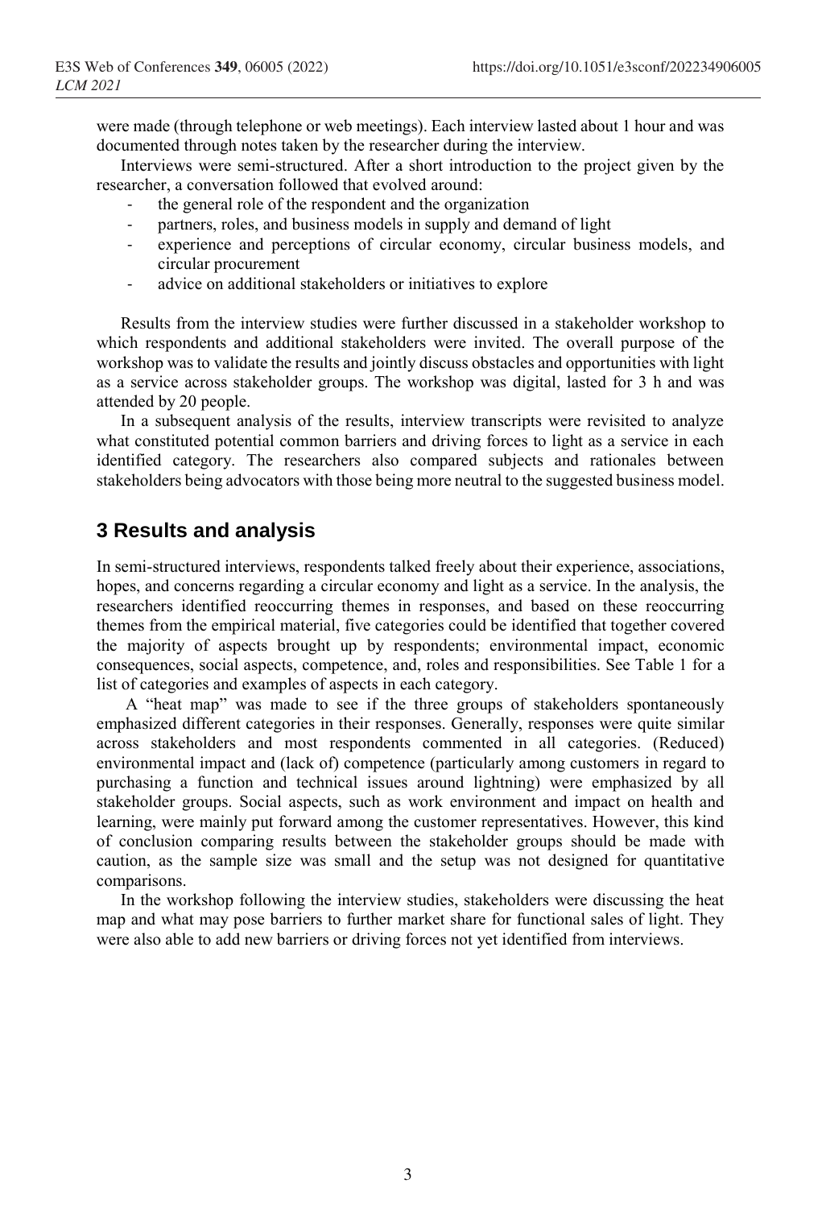were made (through telephone or web meetings). Each interview lasted about 1 hour and was documented through notes taken by the researcher during the interview.

Interviews were semi-structured. After a short introduction to the project given by the researcher, a conversation followed that evolved around:

- the general role of the respondent and the organization
- partners, roles, and business models in supply and demand of light
- experience and perceptions of circular economy, circular business models, and circular procurement
- advice on additional stakeholders or initiatives to explore

Results from the interview studies were further discussed in a stakeholder workshop to which respondents and additional stakeholders were invited. The overall purpose of the workshop was to validate the results and jointly discuss obstacles and opportunities with light as a service across stakeholder groups. The workshop was digital, lasted for 3 h and was attended by 20 people.

In a subsequent analysis of the results, interview transcripts were revisited to analyze what constituted potential common barriers and driving forces to light as a service in each identified category. The researchers also compared subjects and rationales between stakeholders being advocators with those being more neutral to the suggested business model.

## 3 Results and analysis

In semi-structured interviews, respondents talked freely about their experience, associations, hopes, and concerns regarding a circular economy and light as a service. In the analysis, the researchers identified reoccurring themes in responses, and based on these reoccurring themes from the empirical material, five categories could be identified that together covered the majority of aspects brought up by respondents; environmental impact, economic consequences, social aspects, competence, and, roles and responsibilities. See Table 1 for a list of categories and examples of aspects in each category.

A "heat map" was made to see if the three groups of stakeholders spontaneously emphasized different categories in their responses. Generally, responses were quite similar across stakeholders and most respondents commented in all categories. (Reduced) environmental impact and (lack of) competence (particularly among customers in regard to purchasing a function and technical issues around lightning) were emphasized by all stakeholder groups. Social aspects, such as work environment and impact on health and learning, were mainly put forward among the customer representatives. However, this kind of conclusion comparing results between the stakeholder groups should be made with caution, as the sample size was small and the setup was not designed for quantitative comparisons.

In the workshop following the interview studies, stakeholders were discussing the heat map and what may pose barriers to further market share for functional sales of light. They were also able to add new barriers or driving forces not yet identified from interviews.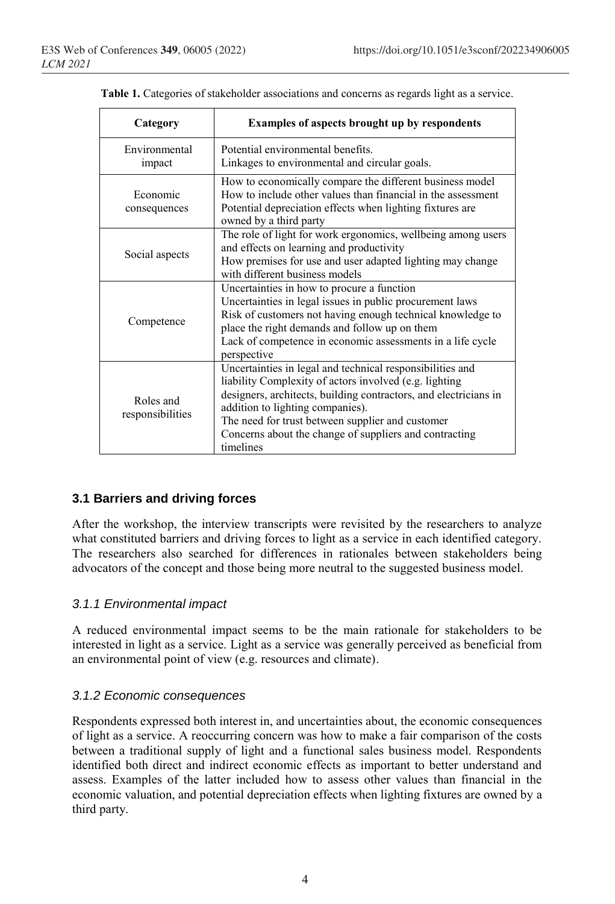**Table 1.** Categories of stakeholder associations and concerns as regards light as a service.

| Category | Examples of aspects brought up by respondents |
|---|---|
| Environmental impact | Potential environmental benefits.<br>Linkages to environmental and circular goals. |
| Economic consequences | How to economically compare the different business model<br>How to include other values than financial in the assessment<br>Potential depreciation effects when lighting fixtures are owned by a third party |
| Social aspects | The role of light for work ergonomics, wellbeing among users and effects on learning and productivity<br>How premises for use and user adapted lighting may change with different business models |
| Competence | Uncertainties in how to procure a function<br>Uncertainties in legal issues in public procurement laws<br>Risk of customers not having enough technical knowledge to place the right demands and follow up on them<br>Lack of competence in economic assessments in a life cycle perspective |
| Roles and responsibilities | Uncertainties in legal and technical responsibilities and liability Complexity of actors involved (e.g. lighting designers, architects, building contractors, and electricians in addition to lighting companies).<br>The need for trust between supplier and customer<br>Concerns about the change of suppliers and contracting timelines |

### 3.1 Barriers and driving forces

After the workshop, the interview transcripts were revisited by the researchers to analyze what constituted barriers and driving forces to light as a service in each identified category. The researchers also searched for differences in rationales between stakeholders being advocators of the concept and those being more neutral to the suggested business model.

#### *3.1.1 Environmental impact*

A reduced environmental impact seems to be the main rationale for stakeholders to be interested in light as a service. Light as a service was generally perceived as beneficial from an environmental point of view (e.g. resources and climate).

#### *3.1.2 Economic consequences*

Respondents expressed both interest in, and uncertainties about, the economic consequences of light as a service. A reoccurring concern was how to make a fair comparison of the costs between a traditional supply of light and a functional sales business model. Respondents identified both direct and indirect economic effects as important to better understand and assess. Examples of the latter included how to assess other values than financial in the economic valuation, and potential depreciation effects when lighting fixtures are owned by a third party.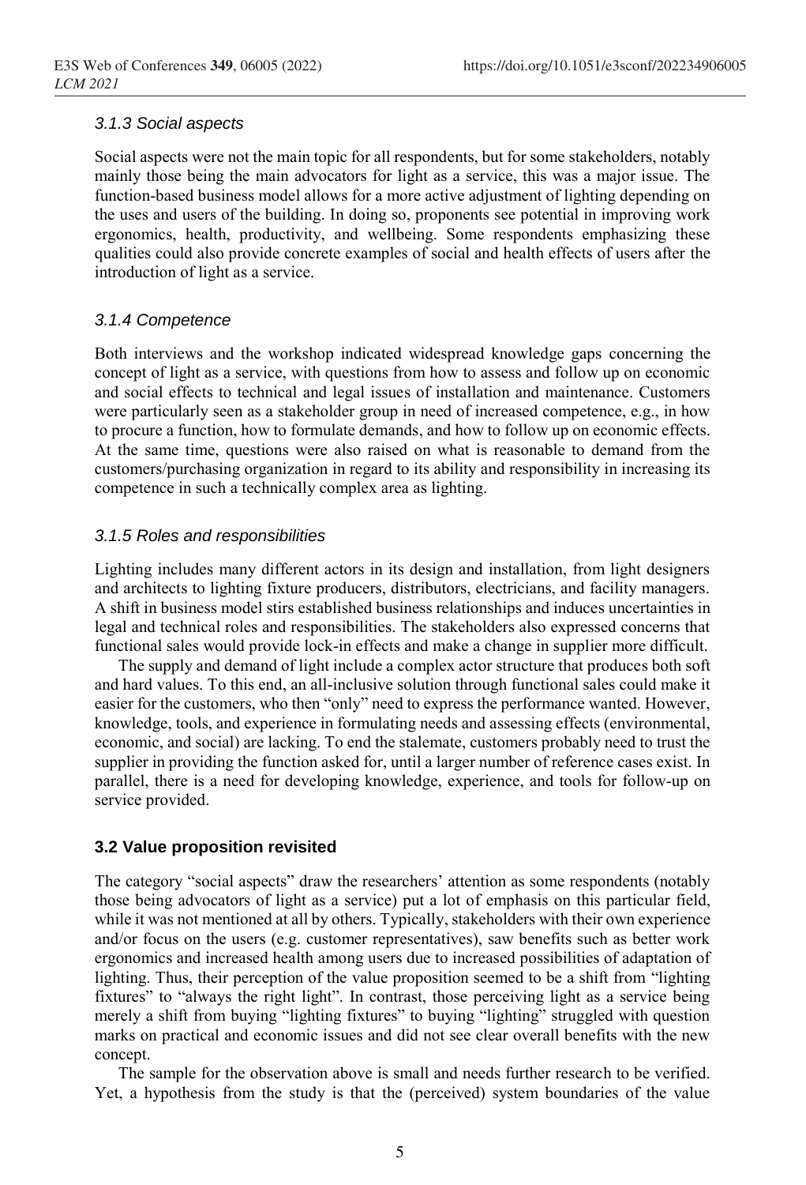#### *3.1.3 Social aspects*

Social aspects were not the main topic for all respondents, but for some stakeholders, notably mainly those being the main advocators for light as a service, this was a major issue. The function-based business model allows for a more active adjustment of lighting depending on the uses and users of the building. In doing so, proponents see potential in improving work ergonomics, health, productivity, and wellbeing. Some respondents emphasizing these qualities could also provide concrete examples of social and health effects of users after the introduction of light as a service.

#### *3.1.4 Competence*

Both interviews and the workshop indicated widespread knowledge gaps concerning the concept of light as a service, with questions from how to assess and follow up on economic and social effects to technical and legal issues of installation and maintenance. Customers were particularly seen as a stakeholder group in need of increased competence, e.g., in how to procure a function, how to formulate demands, and how to follow up on economic effects. At the same time, questions were also raised on what is reasonable to demand from the customers/purchasing organization in regard to its ability and responsibility in increasing its competence in such a technically complex area as lighting.

#### *3.1.5 Roles and responsibilities*

Lighting includes many different actors in its design and installation, from light designers and architects to lighting fixture producers, distributors, electricians, and facility managers. A shift in business model stirs established business relationships and induces uncertainties in legal and technical roles and responsibilities. The stakeholders also expressed concerns that functional sales would provide lock-in effects and make a change in supplier more difficult.

The supply and demand of light include a complex actor structure that produces both soft and hard values. To this end, an all-inclusive solution through functional sales could make it easier for the customers, who then "only" need to express the performance wanted. However, knowledge, tools, and experience in formulating needs and assessing effects (environmental, economic, and social) are lacking. To end the stalemate, customers probably need to trust the supplier in providing the function asked for, until a larger number of reference cases exist. In parallel, there is a need for developing knowledge, experience, and tools for follow-up on service provided.

### **3.2 Value proposition revisited**

The category "social aspects" draw the researchers' attention as some respondents (notably those being advocators of light as a service) put a lot of emphasis on this particular field, while it was not mentioned at all by others. Typically, stakeholders with their own experience and/or focus on the users (e.g. customer representatives), saw benefits such as better work ergonomics and increased health among users due to increased possibilities of adaptation of lighting. Thus, their perception of the value proposition seemed to be a shift from "lighting fixtures" to "always the right light". In contrast, those perceiving light as a service being merely a shift from buying "lighting fixtures" to buying "lighting" struggled with question marks on practical and economic issues and did not see clear overall benefits with the new concept.

The sample for the observation above is small and needs further research to be verified. Yet, a hypothesis from the study is that the (perceived) system boundaries of the value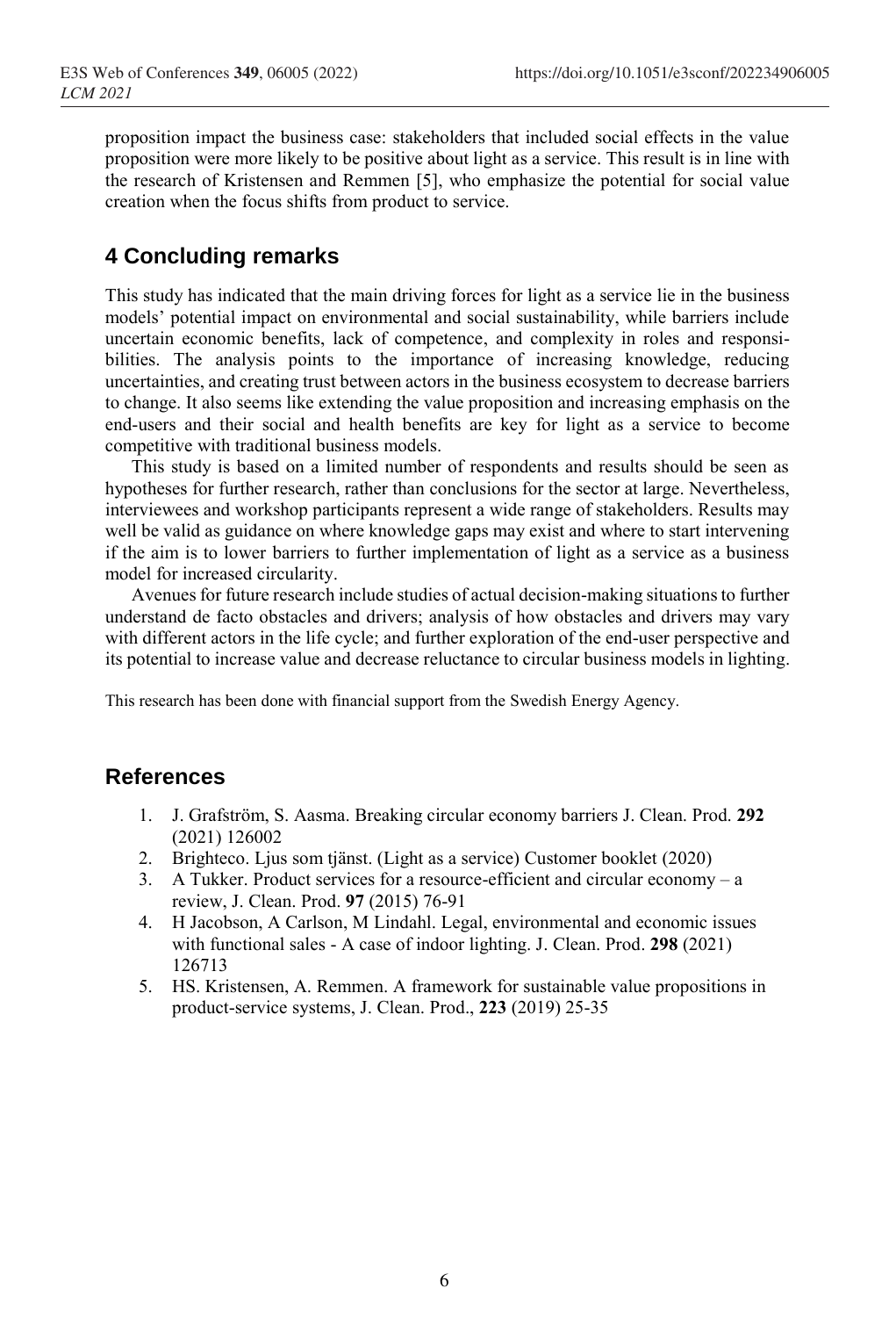proposition impact the business case: stakeholders that included social effects in the value proposition were more likely to be positive about light as a service. This result is in line with the research of Kristensen and Remmen [5], who emphasize the potential for social value creation when the focus shifts from product to service.

## 4 Concluding remarks

This study has indicated that the main driving forces for light as a service lie in the business models' potential impact on environmental and social sustainability, while barriers include uncertain economic benefits, lack of competence, and complexity in roles and responsibilities. The analysis points to the importance of increasing knowledge, reducing uncertainties, and creating trust between actors in the business ecosystem to decrease barriers to change. It also seems like extending the value proposition and increasing emphasis on the end-users and their social and health benefits are key for light as a service to become competitive with traditional business models.

This study is based on a limited number of respondents and results should be seen as hypotheses for further research, rather than conclusions for the sector at large. Nevertheless, interviewees and workshop participants represent a wide range of stakeholders. Results may well be valid as guidance on where knowledge gaps may exist and where to start intervening if the aim is to lower barriers to further implementation of light as a service as a business model for increased circularity.

Avenues for future research include studies of actual decision-making situations to further understand de facto obstacles and drivers; analysis of how obstacles and drivers may vary with different actors in the life cycle; and further exploration of the end-user perspective and its potential to increase value and decrease reluctance to circular business models in lighting.

This research has been done with financial support from the Swedish Energy Agency.

## References

1. J. Grafström, S. Aasma. Breaking circular economy barriers J. Clean. Prod. **292** (2021) 126002
2. Brighteco. Ljus som tjänst. (Light as a service) Customer booklet (2020)
3. A Tukker. Product services for a resource-efficient and circular economy – a review, J. Clean. Prod. **97** (2015) 76-91
4. H Jacobson, A Carlson, M Lindahl. Legal, environmental and economic issues with functional sales - A case of indoor lighting. J. Clean. Prod. **298** (2021) 126713
5. HS. Kristensen, A. Remmen. A framework for sustainable value propositions in product-service systems, J. Clean. Prod., **223** (2019) 25-35